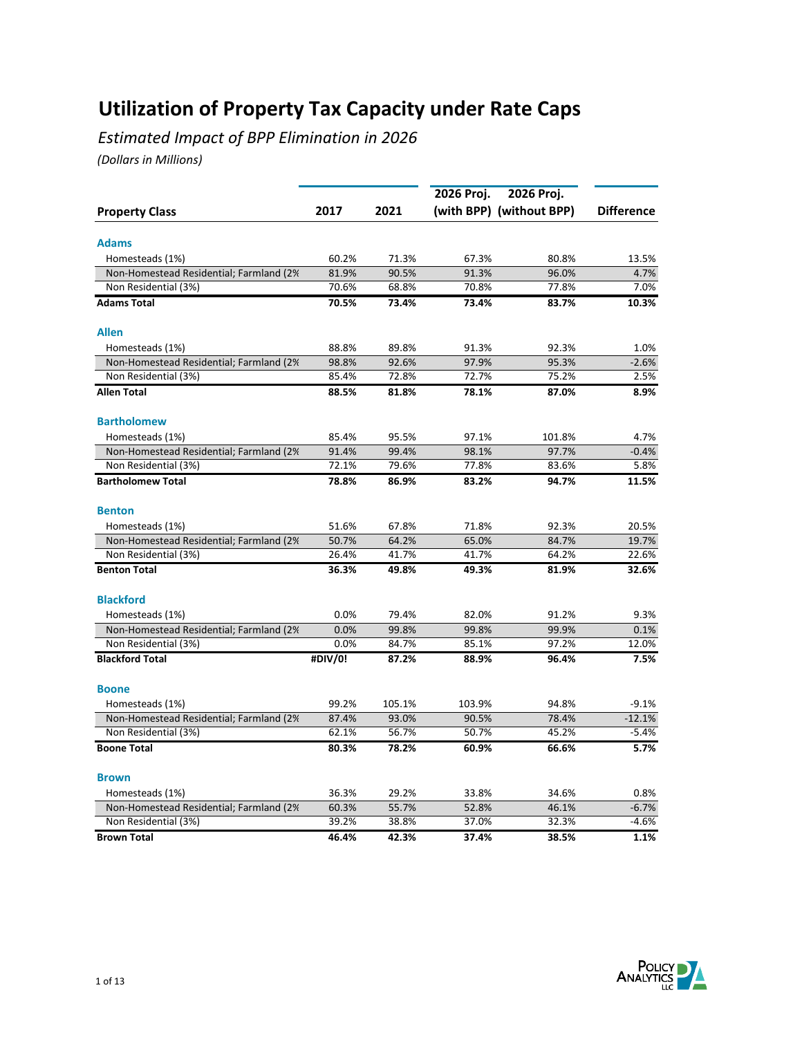# Utilization of Property Tax Capacity under Rate Caps

*Estimated Impact of BPP Elimination in 2026*

*(Dollars in Millions)*

| Property Class | 2017 | 2021 | 2026 Proj. (with BPP) | 2026 Proj. (without BPP) | Difference |
|---|---|---|---|---|---|
| **Adams** | | | | | |
| Homesteads (1%) | 60.2% | 71.3% | 67.3% | 80.8% | 13.5% |
| Non-Homestead Residential; Farmland (2% | 81.9% | 90.5% | 91.3% | 96.0% | 4.7% |
| Non Residential (3%) | 70.6% | 68.8% | 70.8% | 77.8% | 7.0% |
| **Adams Total** | **70.5%** | **73.4%** | **73.4%** | **83.7%** | **10.3%** |
| **Allen** | | | | | |
| Homesteads (1%) | 88.8% | 89.8% | 91.3% | 92.3% | 1.0% |
| Non-Homestead Residential; Farmland (2% | 98.8% | 92.6% | 97.9% | 95.3% | -2.6% |
| Non Residential (3%) | 85.4% | 72.8% | 72.7% | 75.2% | 2.5% |
| **Allen Total** | **88.5%** | **81.8%** | **78.1%** | **87.0%** | **8.9%** |
| **Bartholomew** | | | | | |
| Homesteads (1%) | 85.4% | 95.5% | 97.1% | 101.8% | 4.7% |
| Non-Homestead Residential; Farmland (2% | 91.4% | 99.4% | 98.1% | 97.7% | -0.4% |
| Non Residential (3%) | 72.1% | 79.6% | 77.8% | 83.6% | 5.8% |
| **Bartholomew Total** | **78.8%** | **86.9%** | **83.2%** | **94.7%** | **11.5%** |
| **Benton** | | | | | |
| Homesteads (1%) | 51.6% | 67.8% | 71.8% | 92.3% | 20.5% |
| Non-Homestead Residential; Farmland (2% | 50.7% | 64.2% | 65.0% | 84.7% | 19.7% |
| Non Residential (3%) | 26.4% | 41.7% | 41.7% | 64.2% | 22.6% |
| **Benton Total** | **36.3%** | **49.8%** | **49.3%** | **81.9%** | **32.6%** |
| **Blackford** | | | | | |
| Homesteads (1%) | 0.0% | 79.4% | 82.0% | 91.2% | 9.3% |
| Non-Homestead Residential; Farmland (2% | 0.0% | 99.8% | 99.8% | 99.9% | 0.1% |
| Non Residential (3%) | 0.0% | 84.7% | 85.1% | 97.2% | 12.0% |
| **Blackford Total** | **#DIV/0!** | **87.2%** | **88.9%** | **96.4%** | **7.5%** |
| **Boone** | | | | | |
| Homesteads (1%) | 99.2% | 105.1% | 103.9% | 94.8% | -9.1% |
| Non-Homestead Residential; Farmland (2% | 87.4% | 93.0% | 90.5% | 78.4% | -12.1% |
| Non Residential (3%) | 62.1% | 56.7% | 50.7% | 45.2% | -5.4% |
| **Boone Total** | **80.3%** | **78.2%** | **60.9%** | **66.6%** | **5.7%** |
| **Brown** | | | | | |
| Homesteads (1%) | 36.3% | 29.2% | 33.8% | 34.6% | 0.8% |
| Non-Homestead Residential; Farmland (2% | 60.3% | 55.7% | 52.8% | 46.1% | -6.7% |
| Non Residential (3%) | 39.2% | 38.8% | 37.0% | 32.3% | -4.6% |
| **Brown Total** | **46.4%** | **42.3%** | **37.4%** | **38.5%** | **1.1%** |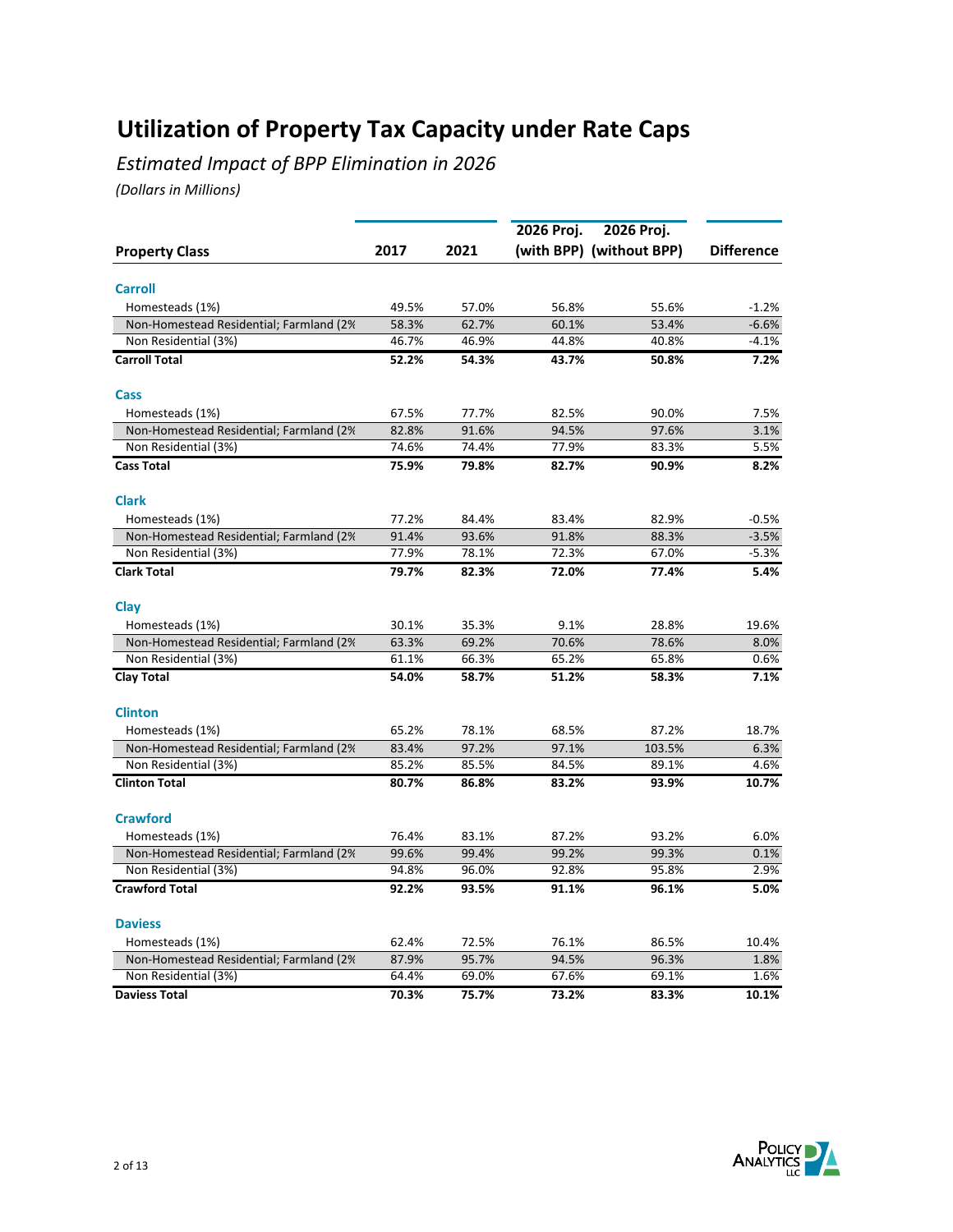# Utilization of Property Tax Capacity under Rate Caps

*Estimated Impact of BPP Elimination in 2026*

*(Dollars in Millions)*

| Property Class | 2017 | 2021 | 2026 Proj. (with BPP) | 2026 Proj. (without BPP) | Difference |
|---|---|---|---|---|---|
| **Carroll** | | | | | |
| Homesteads (1%) | 49.5% | 57.0% | 56.8% | 55.6% | -1.2% |
| Non-Homestead Residential; Farmland (2% | 58.3% | 62.7% | 60.1% | 53.4% | -6.6% |
| Non Residential (3%) | 46.7% | 46.9% | 44.8% | 40.8% | -4.1% |
| **Carroll Total** | **52.2%** | **54.3%** | **43.7%** | **50.8%** | **7.2%** |
| **Cass** | | | | | |
| Homesteads (1%) | 67.5% | 77.7% | 82.5% | 90.0% | 7.5% |
| Non-Homestead Residential; Farmland (2% | 82.8% | 91.6% | 94.5% | 97.6% | 3.1% |
| Non Residential (3%) | 74.6% | 74.4% | 77.9% | 83.3% | 5.5% |
| **Cass Total** | **75.9%** | **79.8%** | **82.7%** | **90.9%** | **8.2%** |
| **Clark** | | | | | |
| Homesteads (1%) | 77.2% | 84.4% | 83.4% | 82.9% | -0.5% |
| Non-Homestead Residential; Farmland (2% | 91.4% | 93.6% | 91.8% | 88.3% | -3.5% |
| Non Residential (3%) | 77.9% | 78.1% | 72.3% | 67.0% | -5.3% |
| **Clark Total** | **79.7%** | **82.3%** | **72.0%** | **77.4%** | **5.4%** |
| **Clay** | | | | | |
| Homesteads (1%) | 30.1% | 35.3% | 9.1% | 28.8% | 19.6% |
| Non-Homestead Residential; Farmland (2% | 63.3% | 69.2% | 70.6% | 78.6% | 8.0% |
| Non Residential (3%) | 61.1% | 66.3% | 65.2% | 65.8% | 0.6% |
| **Clay Total** | **54.0%** | **58.7%** | **51.2%** | **58.3%** | **7.1%** |
| **Clinton** | | | | | |
| Homesteads (1%) | 65.2% | 78.1% | 68.5% | 87.2% | 18.7% |
| Non-Homestead Residential; Farmland (2% | 83.4% | 97.2% | 97.1% | 103.5% | 6.3% |
| Non Residential (3%) | 85.2% | 85.5% | 84.5% | 89.1% | 4.6% |
| **Clinton Total** | **80.7%** | **86.8%** | **83.2%** | **93.9%** | **10.7%** |
| **Crawford** | | | | | |
| Homesteads (1%) | 76.4% | 83.1% | 87.2% | 93.2% | 6.0% |
| Non-Homestead Residential; Farmland (2% | 99.6% | 99.4% | 99.2% | 99.3% | 0.1% |
| Non Residential (3%) | 94.8% | 96.0% | 92.8% | 95.8% | 2.9% |
| **Crawford Total** | **92.2%** | **93.5%** | **91.1%** | **96.1%** | **5.0%** |
| **Daviess** | | | | | |
| Homesteads (1%) | 62.4% | 72.5% | 76.1% | 86.5% | 10.4% |
| Non-Homestead Residential; Farmland (2% | 87.9% | 95.7% | 94.5% | 96.3% | 1.8% |
| Non Residential (3%) | 64.4% | 69.0% | 67.6% | 69.1% | 1.6% |
| **Daviess Total** | **70.3%** | **75.7%** | **73.2%** | **83.3%** | **10.1%** |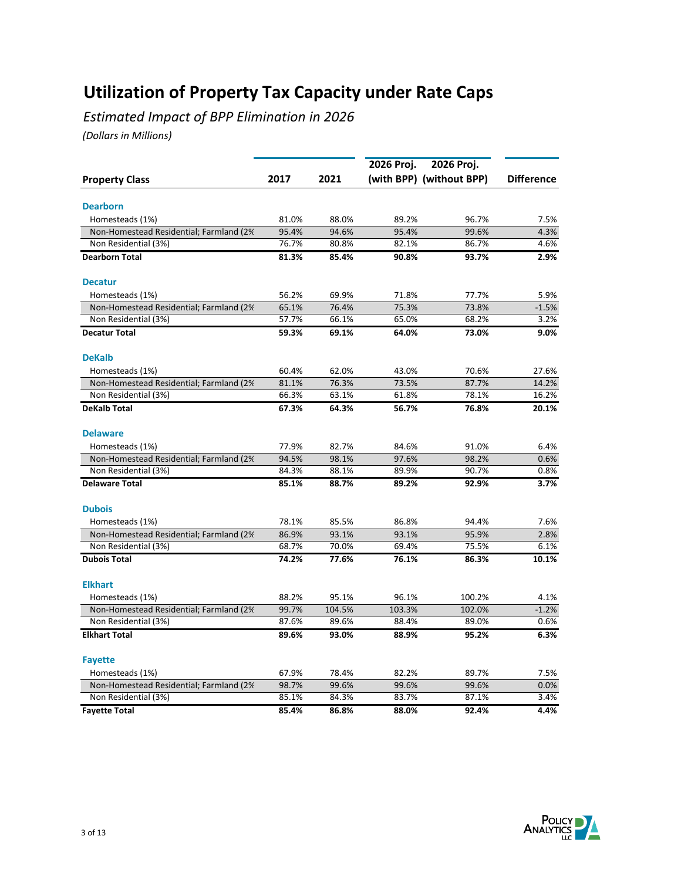# Utilization of Property Tax Capacity under Rate Caps

*Estimated Impact of BPP Elimination in 2026*

*(Dollars in Millions)*

| Property Class | 2017 | 2021 | 2026 Proj. (with BPP) | 2026 Proj. (without BPP) | Difference |
|---|---|---|---|---|---|
| **Dearborn** | | | | | |
| Homesteads (1%) | 81.0% | 88.0% | 89.2% | 96.7% | 7.5% |
| Non-Homestead Residential; Farmland (2% | 95.4% | 94.6% | 95.4% | 99.6% | 4.3% |
| Non Residential (3%) | 76.7% | 80.8% | 82.1% | 86.7% | 4.6% |
| **Dearborn Total** | **81.3%** | **85.4%** | **90.8%** | **93.7%** | **2.9%** |
| **Decatur** | | | | | |
| Homesteads (1%) | 56.2% | 69.9% | 71.8% | 77.7% | 5.9% |
| Non-Homestead Residential; Farmland (2% | 65.1% | 76.4% | 75.3% | 73.8% | -1.5% |
| Non Residential (3%) | 57.7% | 66.1% | 65.0% | 68.2% | 3.2% |
| **Decatur Total** | **59.3%** | **69.1%** | **64.0%** | **73.0%** | **9.0%** |
| **DeKalb** | | | | | |
| Homesteads (1%) | 60.4% | 62.0% | 43.0% | 70.6% | 27.6% |
| Non-Homestead Residential; Farmland (2% | 81.1% | 76.3% | 73.5% | 87.7% | 14.2% |
| Non Residential (3%) | 66.3% | 63.1% | 61.8% | 78.1% | 16.2% |
| **DeKalb Total** | **67.3%** | **64.3%** | **56.7%** | **76.8%** | **20.1%** |
| **Delaware** | | | | | |
| Homesteads (1%) | 77.9% | 82.7% | 84.6% | 91.0% | 6.4% |
| Non-Homestead Residential; Farmland (2% | 94.5% | 98.1% | 97.6% | 98.2% | 0.6% |
| Non Residential (3%) | 84.3% | 88.1% | 89.9% | 90.7% | 0.8% |
| **Delaware Total** | **85.1%** | **88.7%** | **89.2%** | **92.9%** | **3.7%** |
| **Dubois** | | | | | |
| Homesteads (1%) | 78.1% | 85.5% | 86.8% | 94.4% | 7.6% |
| Non-Homestead Residential; Farmland (2% | 86.9% | 93.1% | 93.1% | 95.9% | 2.8% |
| Non Residential (3%) | 68.7% | 70.0% | 69.4% | 75.5% | 6.1% |
| **Dubois Total** | **74.2%** | **77.6%** | **76.1%** | **86.3%** | **10.1%** |
| **Elkhart** | | | | | |
| Homesteads (1%) | 88.2% | 95.1% | 96.1% | 100.2% | 4.1% |
| Non-Homestead Residential; Farmland (2% | 99.7% | 104.5% | 103.3% | 102.0% | -1.2% |
| Non Residential (3%) | 87.6% | 89.6% | 88.4% | 89.0% | 0.6% |
| **Elkhart Total** | **89.6%** | **93.0%** | **88.9%** | **95.2%** | **6.3%** |
| **Fayette** | | | | | |
| Homesteads (1%) | 67.9% | 78.4% | 82.2% | 89.7% | 7.5% |
| Non-Homestead Residential; Farmland (2% | 98.7% | 99.6% | 99.6% | 99.6% | 0.0% |
| Non Residential (3%) | 85.1% | 84.3% | 83.7% | 87.1% | 3.4% |
| **Fayette Total** | **85.4%** | **86.8%** | **88.0%** | **92.4%** | **4.4%** |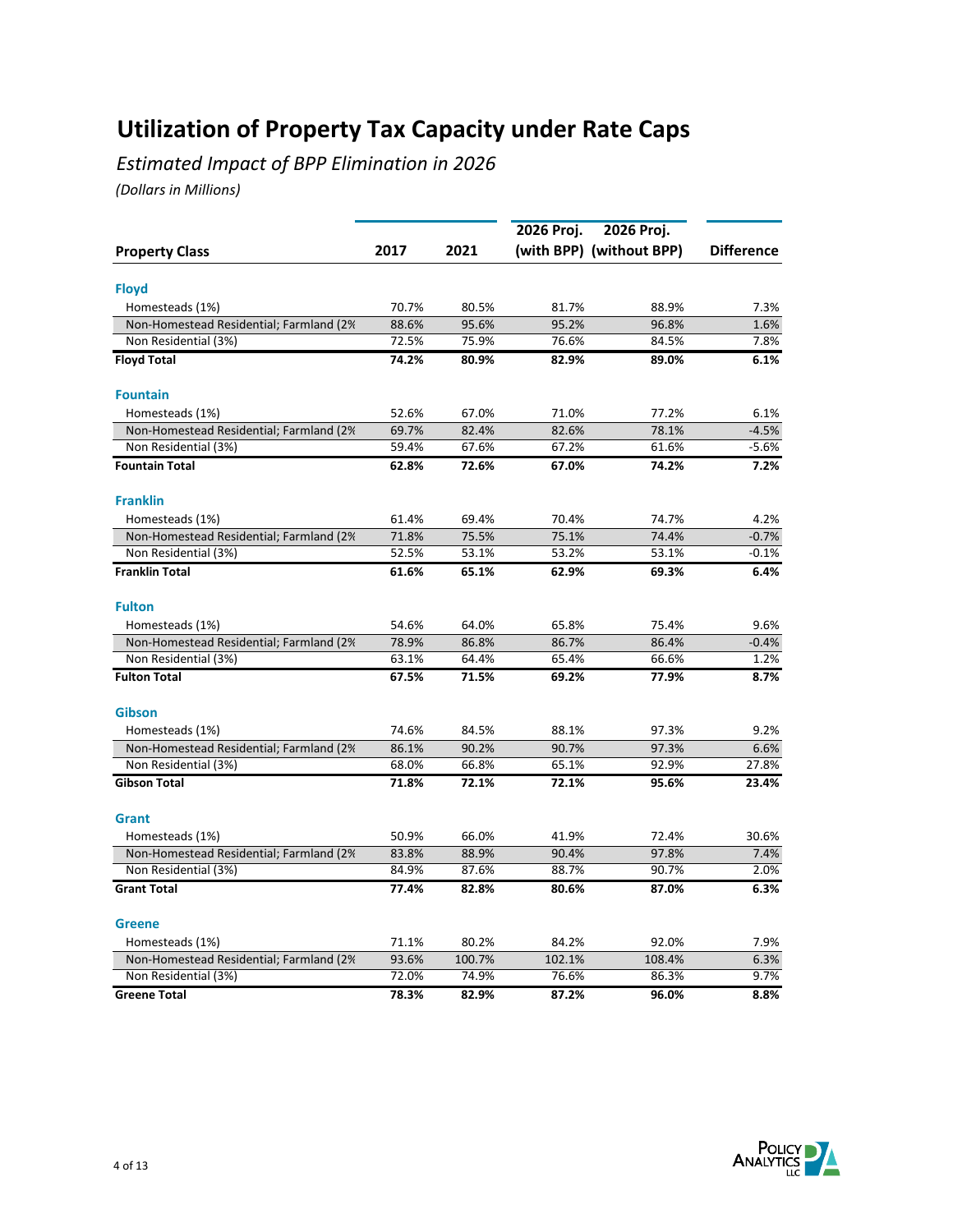# Utilization of Property Tax Capacity under Rate Caps

*Estimated Impact of BPP Elimination in 2026*

*(Dollars in Millions)*

| Property Class | 2017 | 2021 | 2026 Proj. (with BPP) | 2026 Proj. (without BPP) | Difference |
|---|---|---|---|---|---|
| **Floyd** | | | | | |
| Homesteads (1%) | 70.7% | 80.5% | 81.7% | 88.9% | 7.3% |
| Non-Homestead Residential; Farmland (2% | 88.6% | 95.6% | 95.2% | 96.8% | 1.6% |
| Non Residential (3%) | 72.5% | 75.9% | 76.6% | 84.5% | 7.8% |
| **Floyd Total** | **74.2%** | **80.9%** | **82.9%** | **89.0%** | **6.1%** |
| **Fountain** | | | | | |
| Homesteads (1%) | 52.6% | 67.0% | 71.0% | 77.2% | 6.1% |
| Non-Homestead Residential; Farmland (2% | 69.7% | 82.4% | 82.6% | 78.1% | -4.5% |
| Non Residential (3%) | 59.4% | 67.6% | 67.2% | 61.6% | -5.6% |
| **Fountain Total** | **62.8%** | **72.6%** | **67.0%** | **74.2%** | **7.2%** |
| **Franklin** | | | | | |
| Homesteads (1%) | 61.4% | 69.4% | 70.4% | 74.7% | 4.2% |
| Non-Homestead Residential; Farmland (2% | 71.8% | 75.5% | 75.1% | 74.4% | -0.7% |
| Non Residential (3%) | 52.5% | 53.1% | 53.2% | 53.1% | -0.1% |
| **Franklin Total** | **61.6%** | **65.1%** | **62.9%** | **69.3%** | **6.4%** |
| **Fulton** | | | | | |
| Homesteads (1%) | 54.6% | 64.0% | 65.8% | 75.4% | 9.6% |
| Non-Homestead Residential; Farmland (2% | 78.9% | 86.8% | 86.7% | 86.4% | -0.4% |
| Non Residential (3%) | 63.1% | 64.4% | 65.4% | 66.6% | 1.2% |
| **Fulton Total** | **67.5%** | **71.5%** | **69.2%** | **77.9%** | **8.7%** |
| **Gibson** | | | | | |
| Homesteads (1%) | 74.6% | 84.5% | 88.1% | 97.3% | 9.2% |
| Non-Homestead Residential; Farmland (2% | 86.1% | 90.2% | 90.7% | 97.3% | 6.6% |
| Non Residential (3%) | 68.0% | 66.8% | 65.1% | 92.9% | 27.8% |
| **Gibson Total** | **71.8%** | **72.1%** | **72.1%** | **95.6%** | **23.4%** |
| **Grant** | | | | | |
| Homesteads (1%) | 50.9% | 66.0% | 41.9% | 72.4% | 30.6% |
| Non-Homestead Residential; Farmland (2% | 83.8% | 88.9% | 90.4% | 97.8% | 7.4% |
| Non Residential (3%) | 84.9% | 87.6% | 88.7% | 90.7% | 2.0% |
| **Grant Total** | **77.4%** | **82.8%** | **80.6%** | **87.0%** | **6.3%** |
| **Greene** | | | | | |
| Homesteads (1%) | 71.1% | 80.2% | 84.2% | 92.0% | 7.9% |
| Non-Homestead Residential; Farmland (2% | 93.6% | 100.7% | 102.1% | 108.4% | 6.3% |
| Non Residential (3%) | 72.0% | 74.9% | 76.6% | 86.3% | 9.7% |
| **Greene Total** | **78.3%** | **82.9%** | **87.2%** | **96.0%** | **8.8%** |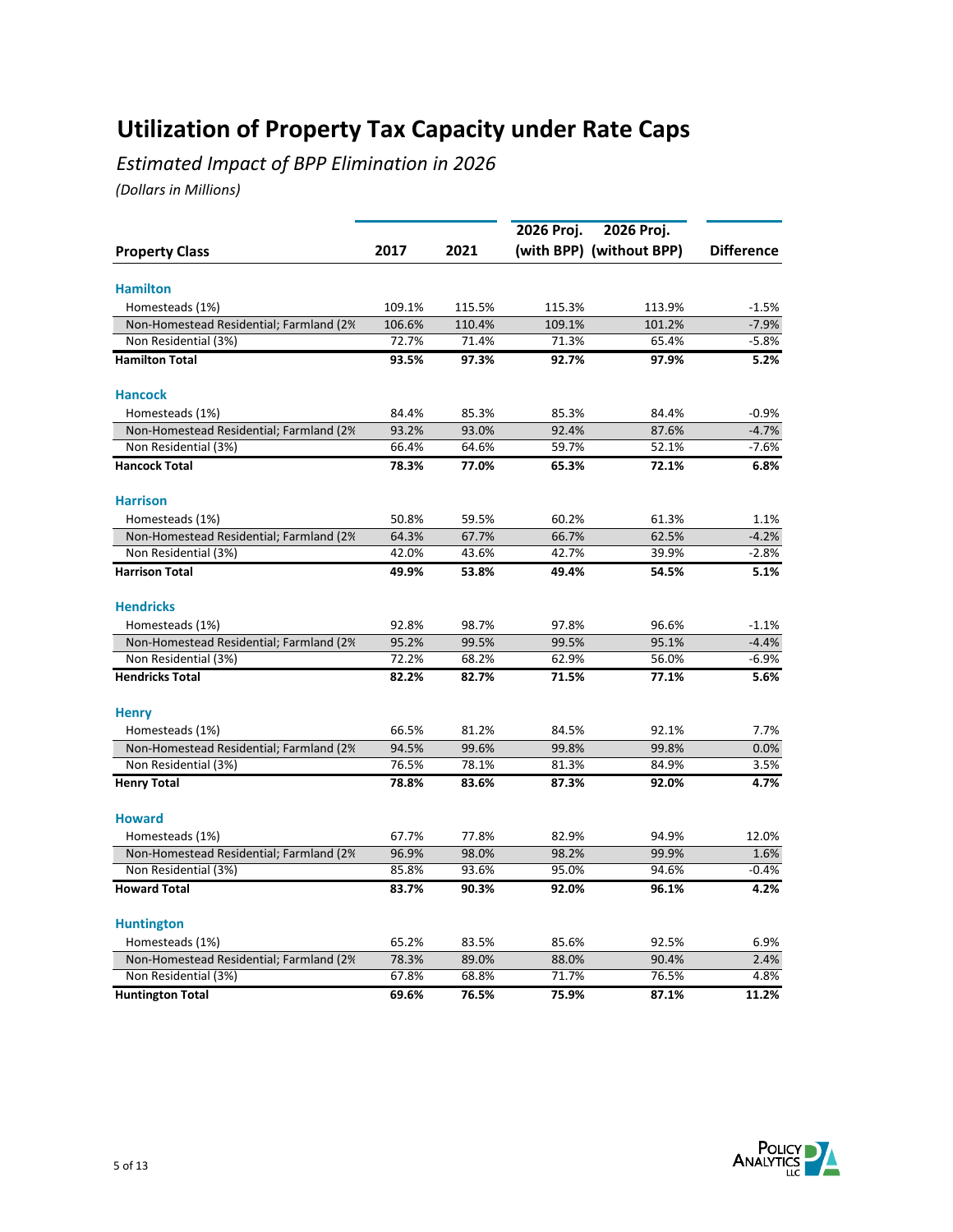# Utilization of Property Tax Capacity under Rate Caps

*Estimated Impact of BPP Elimination in 2026*

*(Dollars in Millions)*

| Property Class | 2017 | 2021 | 2026 Proj. (with BPP) | 2026 Proj. (without BPP) | Difference |
|---|---|---|---|---|---|
| **Hamilton** | | | | | |
| Homesteads (1%) | 109.1% | 115.5% | 115.3% | 113.9% | -1.5% |
| Non-Homestead Residential; Farmland (2% | 106.6% | 110.4% | 109.1% | 101.2% | -7.9% |
| Non Residential (3%) | 72.7% | 71.4% | 71.3% | 65.4% | -5.8% |
| **Hamilton Total** | **93.5%** | **97.3%** | **92.7%** | **97.9%** | **5.2%** |
| **Hancock** | | | | | |
| Homesteads (1%) | 84.4% | 85.3% | 85.3% | 84.4% | -0.9% |
| Non-Homestead Residential; Farmland (2% | 93.2% | 93.0% | 92.4% | 87.6% | -4.7% |
| Non Residential (3%) | 66.4% | 64.6% | 59.7% | 52.1% | -7.6% |
| **Hancock Total** | **78.3%** | **77.0%** | **65.3%** | **72.1%** | **6.8%** |
| **Harrison** | | | | | |
| Homesteads (1%) | 50.8% | 59.5% | 60.2% | 61.3% | 1.1% |
| Non-Homestead Residential; Farmland (2% | 64.3% | 67.7% | 66.7% | 62.5% | -4.2% |
| Non Residential (3%) | 42.0% | 43.6% | 42.7% | 39.9% | -2.8% |
| **Harrison Total** | **49.9%** | **53.8%** | **49.4%** | **54.5%** | **5.1%** |
| **Hendricks** | | | | | |
| Homesteads (1%) | 92.8% | 98.7% | 97.8% | 96.6% | -1.1% |
| Non-Homestead Residential; Farmland (2% | 95.2% | 99.5% | 99.5% | 95.1% | -4.4% |
| Non Residential (3%) | 72.2% | 68.2% | 62.9% | 56.0% | -6.9% |
| **Hendricks Total** | **82.2%** | **82.7%** | **71.5%** | **77.1%** | **5.6%** |
| **Henry** | | | | | |
| Homesteads (1%) | 66.5% | 81.2% | 84.5% | 92.1% | 7.7% |
| Non-Homestead Residential; Farmland (2% | 94.5% | 99.6% | 99.8% | 99.8% | 0.0% |
| Non Residential (3%) | 76.5% | 78.1% | 81.3% | 84.9% | 3.5% |
| **Henry Total** | **78.8%** | **83.6%** | **87.3%** | **92.0%** | **4.7%** |
| **Howard** | | | | | |
| Homesteads (1%) | 67.7% | 77.8% | 82.9% | 94.9% | 12.0% |
| Non-Homestead Residential; Farmland (2% | 96.9% | 98.0% | 98.2% | 99.9% | 1.6% |
| Non Residential (3%) | 85.8% | 93.6% | 95.0% | 94.6% | -0.4% |
| **Howard Total** | **83.7%** | **90.3%** | **92.0%** | **96.1%** | **4.2%** |
| **Huntington** | | | | | |
| Homesteads (1%) | 65.2% | 83.5% | 85.6% | 92.5% | 6.9% |
| Non-Homestead Residential; Farmland (2% | 78.3% | 89.0% | 88.0% | 90.4% | 2.4% |
| Non Residential (3%) | 67.8% | 68.8% | 71.7% | 76.5% | 4.8% |
| **Huntington Total** | **69.6%** | **76.5%** | **75.9%** | **87.1%** | **11.2%** |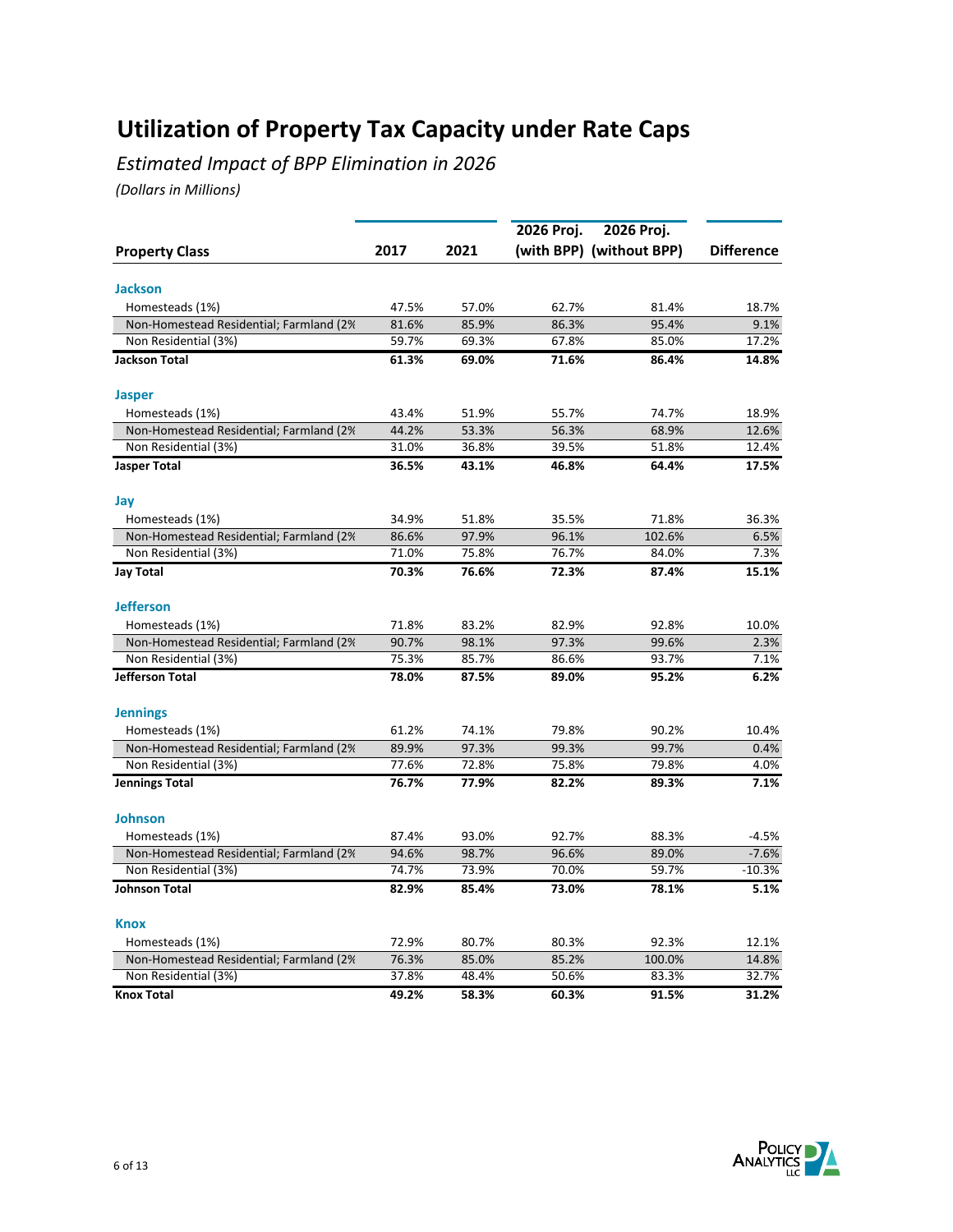# Utilization of Property Tax Capacity under Rate Caps

*Estimated Impact of BPP Elimination in 2026*

*(Dollars in Millions)*

| Property Class | 2017 | 2021 | 2026 Proj. (with BPP) | 2026 Proj. (without BPP) | Difference |
|---|---|---|---|---|---|
| **Jackson** | | | | | |
| Homesteads (1%) | 47.5% | 57.0% | 62.7% | 81.4% | 18.7% |
| Non-Homestead Residential; Farmland (2% | 81.6% | 85.9% | 86.3% | 95.4% | 9.1% |
| Non Residential (3%) | 59.7% | 69.3% | 67.8% | 85.0% | 17.2% |
| **Jackson Total** | **61.3%** | **69.0%** | **71.6%** | **86.4%** | **14.8%** |
| **Jasper** | | | | | |
| Homesteads (1%) | 43.4% | 51.9% | 55.7% | 74.7% | 18.9% |
| Non-Homestead Residential; Farmland (2% | 44.2% | 53.3% | 56.3% | 68.9% | 12.6% |
| Non Residential (3%) | 31.0% | 36.8% | 39.5% | 51.8% | 12.4% |
| **Jasper Total** | **36.5%** | **43.1%** | **46.8%** | **64.4%** | **17.5%** |
| **Jay** | | | | | |
| Homesteads (1%) | 34.9% | 51.8% | 35.5% | 71.8% | 36.3% |
| Non-Homestead Residential; Farmland (2% | 86.6% | 97.9% | 96.1% | 102.6% | 6.5% |
| Non Residential (3%) | 71.0% | 75.8% | 76.7% | 84.0% | 7.3% |
| **Jay Total** | **70.3%** | **76.6%** | **72.3%** | **87.4%** | **15.1%** |
| **Jefferson** | | | | | |
| Homesteads (1%) | 71.8% | 83.2% | 82.9% | 92.8% | 10.0% |
| Non-Homestead Residential; Farmland (2% | 90.7% | 98.1% | 97.3% | 99.6% | 2.3% |
| Non Residential (3%) | 75.3% | 85.7% | 86.6% | 93.7% | 7.1% |
| **Jefferson Total** | **78.0%** | **87.5%** | **89.0%** | **95.2%** | **6.2%** |
| **Jennings** | | | | | |
| Homesteads (1%) | 61.2% | 74.1% | 79.8% | 90.2% | 10.4% |
| Non-Homestead Residential; Farmland (2% | 89.9% | 97.3% | 99.3% | 99.7% | 0.4% |
| Non Residential (3%) | 77.6% | 72.8% | 75.8% | 79.8% | 4.0% |
| **Jennings Total** | **76.7%** | **77.9%** | **82.2%** | **89.3%** | **7.1%** |
| **Johnson** | | | | | |
| Homesteads (1%) | 87.4% | 93.0% | 92.7% | 88.3% | -4.5% |
| Non-Homestead Residential; Farmland (2% | 94.6% | 98.7% | 96.6% | 89.0% | -7.6% |
| Non Residential (3%) | 74.7% | 73.9% | 70.0% | 59.7% | -10.3% |
| **Johnson Total** | **82.9%** | **85.4%** | **73.0%** | **78.1%** | **5.1%** |
| **Knox** | | | | | |
| Homesteads (1%) | 72.9% | 80.7% | 80.3% | 92.3% | 12.1% |
| Non-Homestead Residential; Farmland (2% | 76.3% | 85.0% | 85.2% | 100.0% | 14.8% |
| Non Residential (3%) | 37.8% | 48.4% | 50.6% | 83.3% | 32.7% |
| **Knox Total** | **49.2%** | **58.3%** | **60.3%** | **91.5%** | **31.2%** |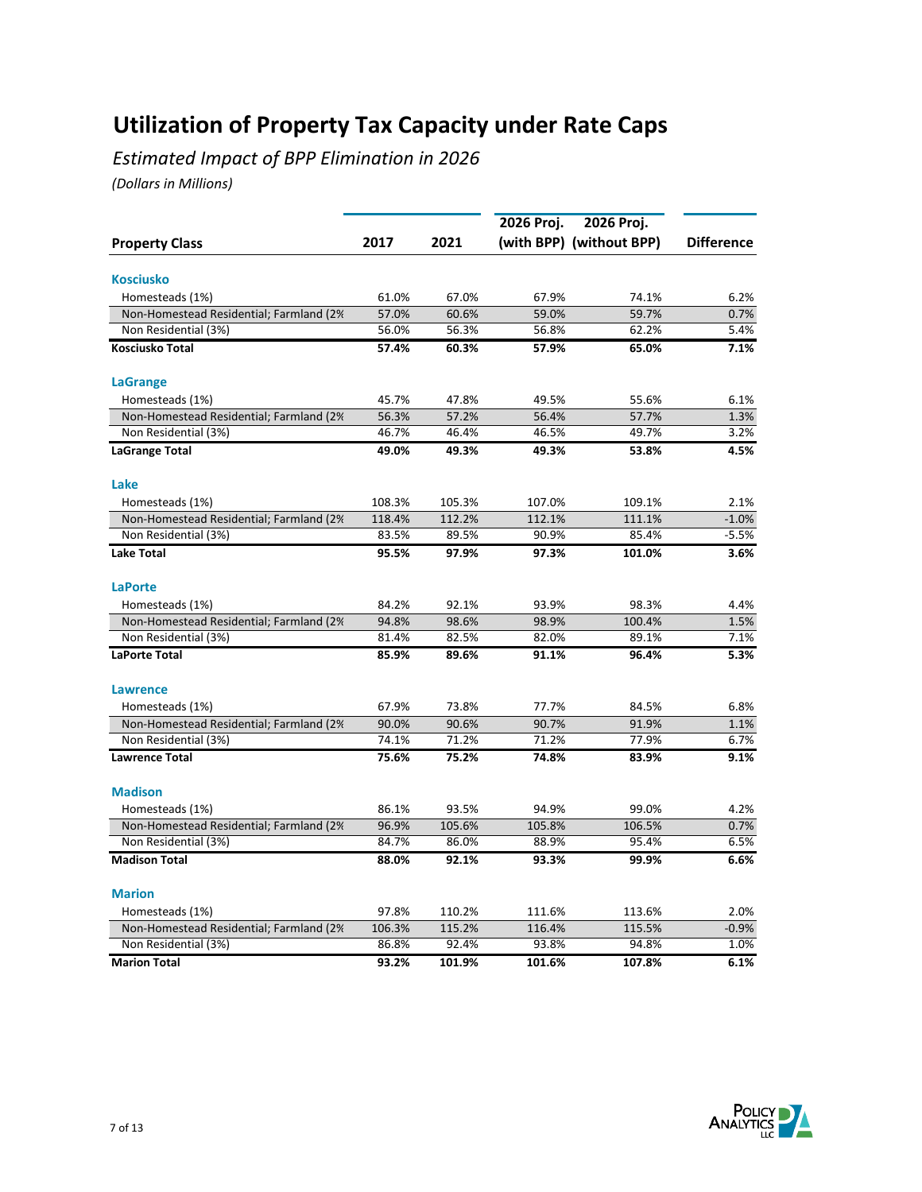# Utilization of Property Tax Capacity under Rate Caps

*Estimated Impact of BPP Elimination in 2026*

*(Dollars in Millions)*

| Property Class | 2017 | 2021 | 2026 Proj. (with BPP) | 2026 Proj. (without BPP) | Difference |
|---|---|---|---|---|---|
| **Kosciusko** | | | | | |
| Homesteads (1%) | 61.0% | 67.0% | 67.9% | 74.1% | 6.2% |
| Non-Homestead Residential; Farmland (2% | 57.0% | 60.6% | 59.0% | 59.7% | 0.7% |
| Non Residential (3%) | 56.0% | 56.3% | 56.8% | 62.2% | 5.4% |
| **Kosciusko Total** | **57.4%** | **60.3%** | **57.9%** | **65.0%** | **7.1%** |
| **LaGrange** | | | | | |
| Homesteads (1%) | 45.7% | 47.8% | 49.5% | 55.6% | 6.1% |
| Non-Homestead Residential; Farmland (2% | 56.3% | 57.2% | 56.4% | 57.7% | 1.3% |
| Non Residential (3%) | 46.7% | 46.4% | 46.5% | 49.7% | 3.2% |
| **LaGrange Total** | **49.0%** | **49.3%** | **49.3%** | **53.8%** | **4.5%** |
| **Lake** | | | | | |
| Homesteads (1%) | 108.3% | 105.3% | 107.0% | 109.1% | 2.1% |
| Non-Homestead Residential; Farmland (2% | 118.4% | 112.2% | 112.1% | 111.1% | -1.0% |
| Non Residential (3%) | 83.5% | 89.5% | 90.9% | 85.4% | -5.5% |
| **Lake Total** | **95.5%** | **97.9%** | **97.3%** | **101.0%** | **3.6%** |
| **LaPorte** | | | | | |
| Homesteads (1%) | 84.2% | 92.1% | 93.9% | 98.3% | 4.4% |
| Non-Homestead Residential; Farmland (2% | 94.8% | 98.6% | 98.9% | 100.4% | 1.5% |
| Non Residential (3%) | 81.4% | 82.5% | 82.0% | 89.1% | 7.1% |
| **LaPorte Total** | **85.9%** | **89.6%** | **91.1%** | **96.4%** | **5.3%** |
| **Lawrence** | | | | | |
| Homesteads (1%) | 67.9% | 73.8% | 77.7% | 84.5% | 6.8% |
| Non-Homestead Residential; Farmland (2% | 90.0% | 90.6% | 90.7% | 91.9% | 1.1% |
| Non Residential (3%) | 74.1% | 71.2% | 71.2% | 77.9% | 6.7% |
| **Lawrence Total** | **75.6%** | **75.2%** | **74.8%** | **83.9%** | **9.1%** |
| **Madison** | | | | | |
| Homesteads (1%) | 86.1% | 93.5% | 94.9% | 99.0% | 4.2% |
| Non-Homestead Residential; Farmland (2% | 96.9% | 105.6% | 105.8% | 106.5% | 0.7% |
| Non Residential (3%) | 84.7% | 86.0% | 88.9% | 95.4% | 6.5% |
| **Madison Total** | **88.0%** | **92.1%** | **93.3%** | **99.9%** | **6.6%** |
| **Marion** | | | | | |
| Homesteads (1%) | 97.8% | 110.2% | 111.6% | 113.6% | 2.0% |
| Non-Homestead Residential; Farmland (2% | 106.3% | 115.2% | 116.4% | 115.5% | -0.9% |
| Non Residential (3%) | 86.8% | 92.4% | 93.8% | 94.8% | 1.0% |
| **Marion Total** | **93.2%** | **101.9%** | **101.6%** | **107.8%** | **6.1%** |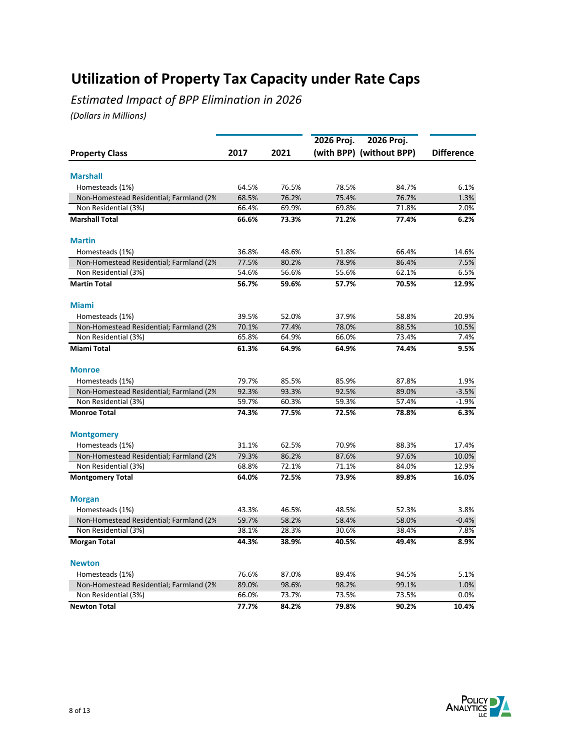# Utilization of Property Tax Capacity under Rate Caps

*Estimated Impact of BPP Elimination in 2026*

*(Dollars in Millions)*

| Property Class | 2017 | 2021 | 2026 Proj. (with BPP) | 2026 Proj. (without BPP) | Difference |
|---|---|---|---|---|---|
| **Marshall** | | | | | |
| Homesteads (1%) | 64.5% | 76.5% | 78.5% | 84.7% | 6.1% |
| Non-Homestead Residential; Farmland (2% | 68.5% | 76.2% | 75.4% | 76.7% | 1.3% |
| Non Residential (3%) | 66.4% | 69.9% | 69.8% | 71.8% | 2.0% |
| **Marshall Total** | **66.6%** | **73.3%** | **71.2%** | **77.4%** | **6.2%** |
| **Martin** | | | | | |
| Homesteads (1%) | 36.8% | 48.6% | 51.8% | 66.4% | 14.6% |
| Non-Homestead Residential; Farmland (2% | 77.5% | 80.2% | 78.9% | 86.4% | 7.5% |
| Non Residential (3%) | 54.6% | 56.6% | 55.6% | 62.1% | 6.5% |
| **Martin Total** | **56.7%** | **59.6%** | **57.7%** | **70.5%** | **12.9%** |
| **Miami** | | | | | |
| Homesteads (1%) | 39.5% | 52.0% | 37.9% | 58.8% | 20.9% |
| Non-Homestead Residential; Farmland (2% | 70.1% | 77.4% | 78.0% | 88.5% | 10.5% |
| Non Residential (3%) | 65.8% | 64.9% | 66.0% | 73.4% | 7.4% |
| **Miami Total** | **61.3%** | **64.9%** | **64.9%** | **74.4%** | **9.5%** |
| **Monroe** | | | | | |
| Homesteads (1%) | 79.7% | 85.5% | 85.9% | 87.8% | 1.9% |
| Non-Homestead Residential; Farmland (2% | 92.3% | 93.3% | 92.5% | 89.0% | -3.5% |
| Non Residential (3%) | 59.7% | 60.3% | 59.3% | 57.4% | -1.9% |
| **Monroe Total** | **74.3%** | **77.5%** | **72.5%** | **78.8%** | **6.3%** |
| **Montgomery** | | | | | |
| Homesteads (1%) | 31.1% | 62.5% | 70.9% | 88.3% | 17.4% |
| Non-Homestead Residential; Farmland (2% | 79.3% | 86.2% | 87.6% | 97.6% | 10.0% |
| Non Residential (3%) | 68.8% | 72.1% | 71.1% | 84.0% | 12.9% |
| **Montgomery Total** | **64.0%** | **72.5%** | **73.9%** | **89.8%** | **16.0%** |
| **Morgan** | | | | | |
| Homesteads (1%) | 43.3% | 46.5% | 48.5% | 52.3% | 3.8% |
| Non-Homestead Residential; Farmland (2% | 59.7% | 58.2% | 58.4% | 58.0% | -0.4% |
| Non Residential (3%) | 38.1% | 28.3% | 30.6% | 38.4% | 7.8% |
| **Morgan Total** | **44.3%** | **38.9%** | **40.5%** | **49.4%** | **8.9%** |
| **Newton** | | | | | |
| Homesteads (1%) | 76.6% | 87.0% | 89.4% | 94.5% | 5.1% |
| Non-Homestead Residential; Farmland (2% | 89.0% | 98.6% | 98.2% | 99.1% | 1.0% |
| Non Residential (3%) | 66.0% | 73.7% | 73.5% | 73.5% | 0.0% |
| **Newton Total** | **77.7%** | **84.2%** | **79.8%** | **90.2%** | **10.4%** |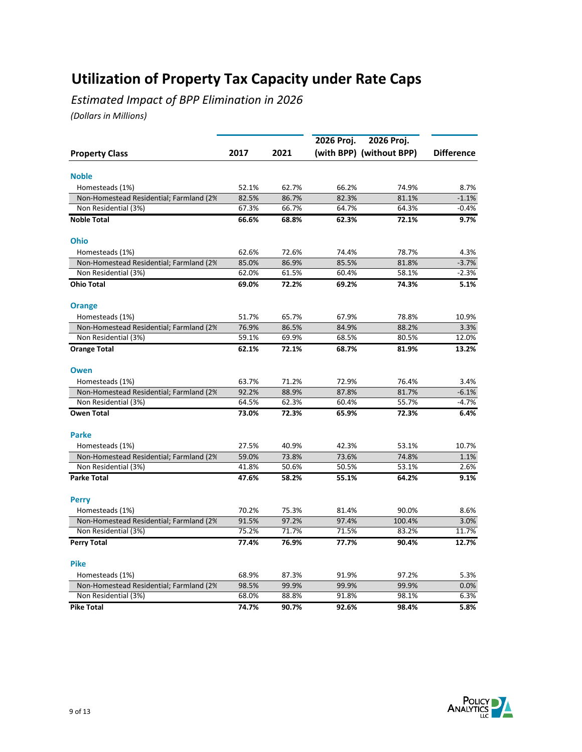# Utilization of Property Tax Capacity under Rate Caps

*Estimated Impact of BPP Elimination in 2026*

*(Dollars in Millions)*

| Property Class | 2017 | 2021 | 2026 Proj. (with BPP) | 2026 Proj. (without BPP) | Difference |
|---|---|---|---|---|---|
| **Noble** | | | | | |
| Homesteads (1%) | 52.1% | 62.7% | 66.2% | 74.9% | 8.7% |
| Non-Homestead Residential; Farmland (2% | 82.5% | 86.7% | 82.3% | 81.1% | -1.1% |
| Non Residential (3%) | 67.3% | 66.7% | 64.7% | 64.3% | -0.4% |
| **Noble Total** | **66.6%** | **68.8%** | **62.3%** | **72.1%** | **9.7%** |
| **Ohio** | | | | | |
| Homesteads (1%) | 62.6% | 72.6% | 74.4% | 78.7% | 4.3% |
| Non-Homestead Residential; Farmland (2% | 85.0% | 86.9% | 85.5% | 81.8% | -3.7% |
| Non Residential (3%) | 62.0% | 61.5% | 60.4% | 58.1% | -2.3% |
| **Ohio Total** | **69.0%** | **72.2%** | **69.2%** | **74.3%** | **5.1%** |
| **Orange** | | | | | |
| Homesteads (1%) | 51.7% | 65.7% | 67.9% | 78.8% | 10.9% |
| Non-Homestead Residential; Farmland (2% | 76.9% | 86.5% | 84.9% | 88.2% | 3.3% |
| Non Residential (3%) | 59.1% | 69.9% | 68.5% | 80.5% | 12.0% |
| **Orange Total** | **62.1%** | **72.1%** | **68.7%** | **81.9%** | **13.2%** |
| **Owen** | | | | | |
| Homesteads (1%) | 63.7% | 71.2% | 72.9% | 76.4% | 3.4% |
| Non-Homestead Residential; Farmland (2% | 92.2% | 88.9% | 87.8% | 81.7% | -6.1% |
| Non Residential (3%) | 64.5% | 62.3% | 60.4% | 55.7% | -4.7% |
| **Owen Total** | **73.0%** | **72.3%** | **65.9%** | **72.3%** | **6.4%** |
| **Parke** | | | | | |
| Homesteads (1%) | 27.5% | 40.9% | 42.3% | 53.1% | 10.7% |
| Non-Homestead Residential; Farmland (2% | 59.0% | 73.8% | 73.6% | 74.8% | 1.1% |
| Non Residential (3%) | 41.8% | 50.6% | 50.5% | 53.1% | 2.6% |
| **Parke Total** | **47.6%** | **58.2%** | **55.1%** | **64.2%** | **9.1%** |
| **Perry** | | | | | |
| Homesteads (1%) | 70.2% | 75.3% | 81.4% | 90.0% | 8.6% |
| Non-Homestead Residential; Farmland (2% | 91.5% | 97.2% | 97.4% | 100.4% | 3.0% |
| Non Residential (3%) | 75.2% | 71.7% | 71.5% | 83.2% | 11.7% |
| **Perry Total** | **77.4%** | **76.9%** | **77.7%** | **90.4%** | **12.7%** |
| **Pike** | | | | | |
| Homesteads (1%) | 68.9% | 87.3% | 91.9% | 97.2% | 5.3% |
| Non-Homestead Residential; Farmland (2% | 98.5% | 99.9% | 99.9% | 99.9% | 0.0% |
| Non Residential (3%) | 68.0% | 88.8% | 91.8% | 98.1% | 6.3% |
| **Pike Total** | **74.7%** | **90.7%** | **92.6%** | **98.4%** | **5.8%** |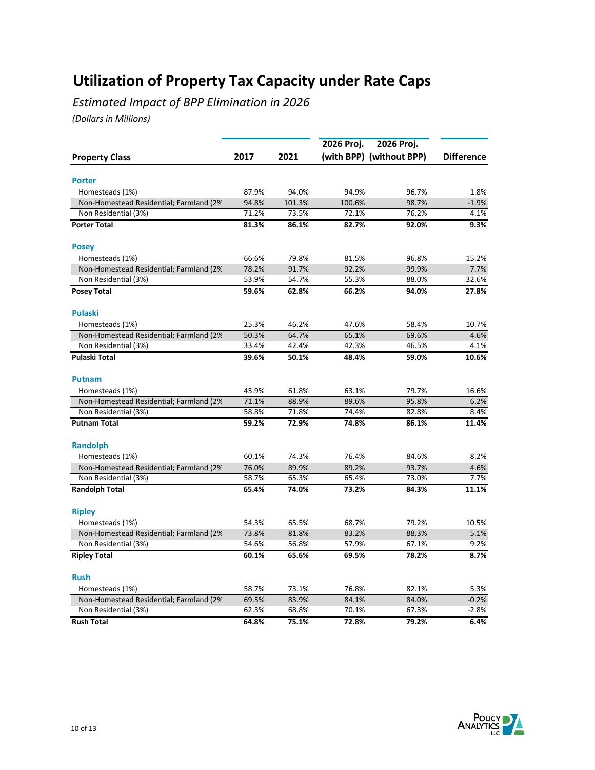# Utilization of Property Tax Capacity under Rate Caps

*Estimated Impact of BPP Elimination in 2026*

*(Dollars in Millions)*

| Property Class | 2017 | 2021 | 2026 Proj. (with BPP) | 2026 Proj. (without BPP) | Difference |
|---|---|---|---|---|---|
| **Porter** | | | | | |
| Homesteads (1%) | 87.9% | 94.0% | 94.9% | 96.7% | 1.8% |
| Non-Homestead Residential; Farmland (2% | 94.8% | 101.3% | 100.6% | 98.7% | -1.9% |
| Non Residential (3%) | 71.2% | 73.5% | 72.1% | 76.2% | 4.1% |
| **Porter Total** | **81.3%** | **86.1%** | **82.7%** | **92.0%** | **9.3%** |
| **Posey** | | | | | |
| Homesteads (1%) | 66.6% | 79.8% | 81.5% | 96.8% | 15.2% |
| Non-Homestead Residential; Farmland (2% | 78.2% | 91.7% | 92.2% | 99.9% | 7.7% |
| Non Residential (3%) | 53.9% | 54.7% | 55.3% | 88.0% | 32.6% |
| **Posey Total** | **59.6%** | **62.8%** | **66.2%** | **94.0%** | **27.8%** |
| **Pulaski** | | | | | |
| Homesteads (1%) | 25.3% | 46.2% | 47.6% | 58.4% | 10.7% |
| Non-Homestead Residential; Farmland (2% | 50.3% | 64.7% | 65.1% | 69.6% | 4.6% |
| Non Residential (3%) | 33.4% | 42.4% | 42.3% | 46.5% | 4.1% |
| **Pulaski Total** | **39.6%** | **50.1%** | **48.4%** | **59.0%** | **10.6%** |
| **Putnam** | | | | | |
| Homesteads (1%) | 45.9% | 61.8% | 63.1% | 79.7% | 16.6% |
| Non-Homestead Residential; Farmland (2% | 71.1% | 88.9% | 89.6% | 95.8% | 6.2% |
| Non Residential (3%) | 58.8% | 71.8% | 74.4% | 82.8% | 8.4% |
| **Putnam Total** | **59.2%** | **72.9%** | **74.8%** | **86.1%** | **11.4%** |
| **Randolph** | | | | | |
| Homesteads (1%) | 60.1% | 74.3% | 76.4% | 84.6% | 8.2% |
| Non-Homestead Residential; Farmland (2% | 76.0% | 89.9% | 89.2% | 93.7% | 4.6% |
| Non Residential (3%) | 58.7% | 65.3% | 65.4% | 73.0% | 7.7% |
| **Randolph Total** | **65.4%** | **74.0%** | **73.2%** | **84.3%** | **11.1%** |
| **Ripley** | | | | | |
| Homesteads (1%) | 54.3% | 65.5% | 68.7% | 79.2% | 10.5% |
| Non-Homestead Residential; Farmland (2% | 73.8% | 81.8% | 83.2% | 88.3% | 5.1% |
| Non Residential (3%) | 54.6% | 56.8% | 57.9% | 67.1% | 9.2% |
| **Ripley Total** | **60.1%** | **65.6%** | **69.5%** | **78.2%** | **8.7%** |
| **Rush** | | | | | |
| Homesteads (1%) | 58.7% | 73.1% | 76.8% | 82.1% | 5.3% |
| Non-Homestead Residential; Farmland (2% | 69.5% | 83.9% | 84.1% | 84.0% | -0.2% |
| Non Residential (3%) | 62.3% | 68.8% | 70.1% | 67.3% | -2.8% |
| **Rush Total** | **64.8%** | **75.1%** | **72.8%** | **79.2%** | **6.4%** |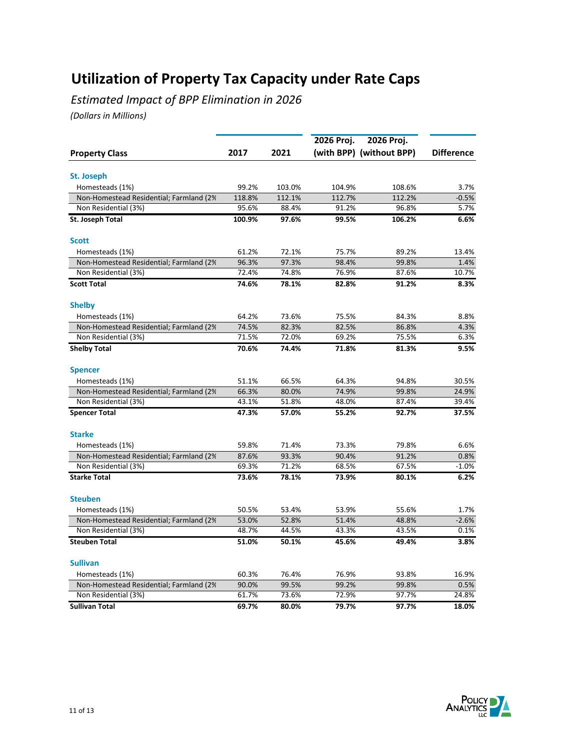# Utilization of Property Tax Capacity under Rate Caps

*Estimated Impact of BPP Elimination in 2026*

*(Dollars in Millions)*

| Property Class | 2017 | 2021 | 2026 Proj. (with BPP) | 2026 Proj. (without BPP) | Difference |
|---|---|---|---|---|---|
| **St. Joseph** | | | | | |
| Homesteads (1%) | 99.2% | 103.0% | 104.9% | 108.6% | 3.7% |
| Non-Homestead Residential; Farmland (2% | 118.8% | 112.1% | 112.7% | 112.2% | -0.5% |
| Non Residential (3%) | 95.6% | 88.4% | 91.2% | 96.8% | 5.7% |
| **St. Joseph Total** | **100.9%** | **97.6%** | **99.5%** | **106.2%** | **6.6%** |
| **Scott** | | | | | |
| Homesteads (1%) | 61.2% | 72.1% | 75.7% | 89.2% | 13.4% |
| Non-Homestead Residential; Farmland (2% | 96.3% | 97.3% | 98.4% | 99.8% | 1.4% |
| Non Residential (3%) | 72.4% | 74.8% | 76.9% | 87.6% | 10.7% |
| **Scott Total** | **74.6%** | **78.1%** | **82.8%** | **91.2%** | **8.3%** |
| **Shelby** | | | | | |
| Homesteads (1%) | 64.2% | 73.6% | 75.5% | 84.3% | 8.8% |
| Non-Homestead Residential; Farmland (2% | 74.5% | 82.3% | 82.5% | 86.8% | 4.3% |
| Non Residential (3%) | 71.5% | 72.0% | 69.2% | 75.5% | 6.3% |
| **Shelby Total** | **70.6%** | **74.4%** | **71.8%** | **81.3%** | **9.5%** |
| **Spencer** | | | | | |
| Homesteads (1%) | 51.1% | 66.5% | 64.3% | 94.8% | 30.5% |
| Non-Homestead Residential; Farmland (2% | 66.3% | 80.0% | 74.9% | 99.8% | 24.9% |
| Non Residential (3%) | 43.1% | 51.8% | 48.0% | 87.4% | 39.4% |
| **Spencer Total** | **47.3%** | **57.0%** | **55.2%** | **92.7%** | **37.5%** |
| **Starke** | | | | | |
| Homesteads (1%) | 59.8% | 71.4% | 73.3% | 79.8% | 6.6% |
| Non-Homestead Residential; Farmland (2% | 87.6% | 93.3% | 90.4% | 91.2% | 0.8% |
| Non Residential (3%) | 69.3% | 71.2% | 68.5% | 67.5% | -1.0% |
| **Starke Total** | **73.6%** | **78.1%** | **73.9%** | **80.1%** | **6.2%** |
| **Steuben** | | | | | |
| Homesteads (1%) | 50.5% | 53.4% | 53.9% | 55.6% | 1.7% |
| Non-Homestead Residential; Farmland (2% | 53.0% | 52.8% | 51.4% | 48.8% | -2.6% |
| Non Residential (3%) | 48.7% | 44.5% | 43.3% | 43.5% | 0.1% |
| **Steuben Total** | **51.0%** | **50.1%** | **45.6%** | **49.4%** | **3.8%** |
| **Sullivan** | | | | | |
| Homesteads (1%) | 60.3% | 76.4% | 76.9% | 93.8% | 16.9% |
| Non-Homestead Residential; Farmland (2% | 90.0% | 99.5% | 99.2% | 99.8% | 0.5% |
| Non Residential (3%) | 61.7% | 73.6% | 72.9% | 97.7% | 24.8% |
| **Sullivan Total** | **69.7%** | **80.0%** | **79.7%** | **97.7%** | **18.0%** |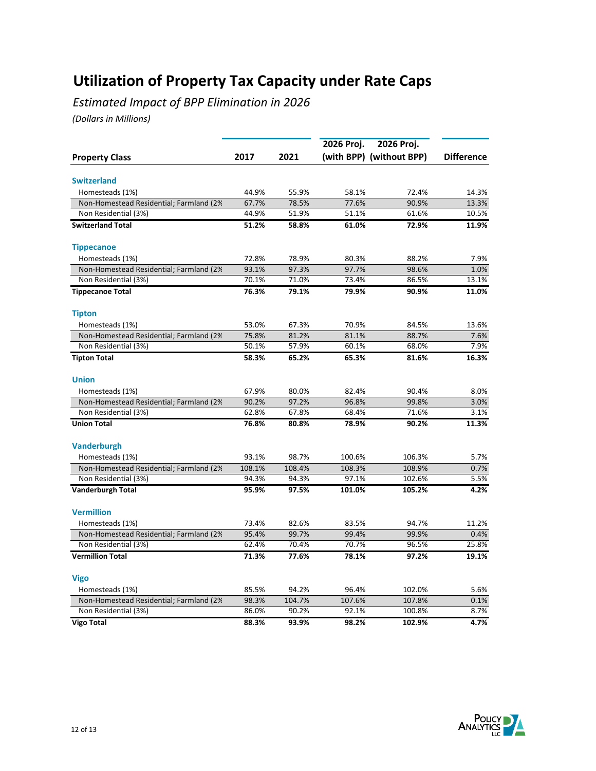# Utilization of Property Tax Capacity under Rate Caps

*Estimated Impact of BPP Elimination in 2026*

*(Dollars in Millions)*

| Property Class | 2017 | 2021 | 2026 Proj. (with BPP) | 2026 Proj. (without BPP) | Difference |
|---|---|---|---|---|---|
| **Switzerland** | | | | | |
| Homesteads (1%) | 44.9% | 55.9% | 58.1% | 72.4% | 14.3% |
| Non-Homestead Residential; Farmland (2% | 67.7% | 78.5% | 77.6% | 90.9% | 13.3% |
| Non Residential (3%) | 44.9% | 51.9% | 51.1% | 61.6% | 10.5% |
| **Switzerland Total** | **51.2%** | **58.8%** | **61.0%** | **72.9%** | **11.9%** |
| **Tippecanoe** | | | | | |
| Homesteads (1%) | 72.8% | 78.9% | 80.3% | 88.2% | 7.9% |
| Non-Homestead Residential; Farmland (2% | 93.1% | 97.3% | 97.7% | 98.6% | 1.0% |
| Non Residential (3%) | 70.1% | 71.0% | 73.4% | 86.5% | 13.1% |
| **Tippecanoe Total** | **76.3%** | **79.1%** | **79.9%** | **90.9%** | **11.0%** |
| **Tipton** | | | | | |
| Homesteads (1%) | 53.0% | 67.3% | 70.9% | 84.5% | 13.6% |
| Non-Homestead Residential; Farmland (2% | 75.8% | 81.2% | 81.1% | 88.7% | 7.6% |
| Non Residential (3%) | 50.1% | 57.9% | 60.1% | 68.0% | 7.9% |
| **Tipton Total** | **58.3%** | **65.2%** | **65.3%** | **81.6%** | **16.3%** |
| **Union** | | | | | |
| Homesteads (1%) | 67.9% | 80.0% | 82.4% | 90.4% | 8.0% |
| Non-Homestead Residential; Farmland (2% | 90.2% | 97.2% | 96.8% | 99.8% | 3.0% |
| Non Residential (3%) | 62.8% | 67.8% | 68.4% | 71.6% | 3.1% |
| **Union Total** | **76.8%** | **80.8%** | **78.9%** | **90.2%** | **11.3%** |
| **Vanderburgh** | | | | | |
| Homesteads (1%) | 93.1% | 98.7% | 100.6% | 106.3% | 5.7% |
| Non-Homestead Residential; Farmland (2% | 108.1% | 108.4% | 108.3% | 108.9% | 0.7% |
| Non Residential (3%) | 94.3% | 94.3% | 97.1% | 102.6% | 5.5% |
| **Vanderburgh Total** | **95.9%** | **97.5%** | **101.0%** | **105.2%** | **4.2%** |
| **Vermillion** | | | | | |
| Homesteads (1%) | 73.4% | 82.6% | 83.5% | 94.7% | 11.2% |
| Non-Homestead Residential; Farmland (2% | 95.4% | 99.7% | 99.4% | 99.9% | 0.4% |
| Non Residential (3%) | 62.4% | 70.4% | 70.7% | 96.5% | 25.8% |
| **Vermillion Total** | **71.3%** | **77.6%** | **78.1%** | **97.2%** | **19.1%** |
| **Vigo** | | | | | |
| Homesteads (1%) | 85.5% | 94.2% | 96.4% | 102.0% | 5.6% |
| Non-Homestead Residential; Farmland (2% | 98.3% | 104.7% | 107.6% | 107.8% | 0.1% |
| Non Residential (3%) | 86.0% | 90.2% | 92.1% | 100.8% | 8.7% |
| **Vigo Total** | **88.3%** | **93.9%** | **98.2%** | **102.9%** | **4.7%** |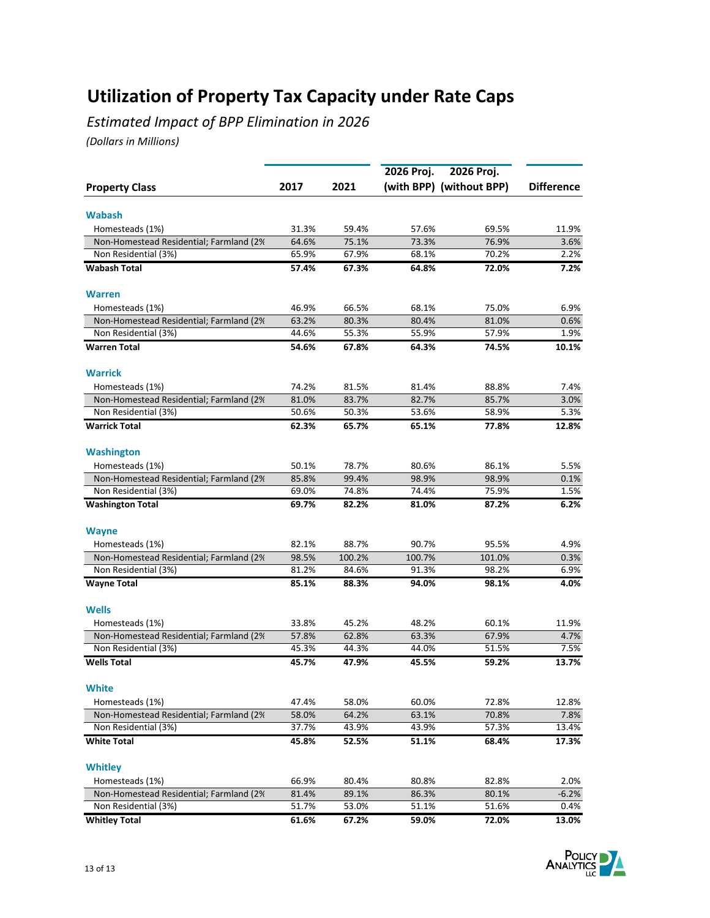# Utilization of Property Tax Capacity under Rate Caps

*Estimated Impact of BPP Elimination in 2026*

*(Dollars in Millions)*

| Property Class | 2017 | 2021 | 2026 Proj. (with BPP) | 2026 Proj. (without BPP) | Difference |
|---|---|---|---|---|---|
| **Wabash** | | | | | |
| Homesteads (1%) | 31.3% | 59.4% | 57.6% | 69.5% | 11.9% |
| Non-Homestead Residential; Farmland (2% | 64.6% | 75.1% | 73.3% | 76.9% | 3.6% |
| Non Residential (3%) | 65.9% | 67.9% | 68.1% | 70.2% | 2.2% |
| **Wabash Total** | **57.4%** | **67.3%** | **64.8%** | **72.0%** | **7.2%** |
| **Warren** | | | | | |
| Homesteads (1%) | 46.9% | 66.5% | 68.1% | 75.0% | 6.9% |
| Non-Homestead Residential; Farmland (2% | 63.2% | 80.3% | 80.4% | 81.0% | 0.6% |
| Non Residential (3%) | 44.6% | 55.3% | 55.9% | 57.9% | 1.9% |
| **Warren Total** | **54.6%** | **67.8%** | **64.3%** | **74.5%** | **10.1%** |
| **Warrick** | | | | | |
| Homesteads (1%) | 74.2% | 81.5% | 81.4% | 88.8% | 7.4% |
| Non-Homestead Residential; Farmland (2% | 81.0% | 83.7% | 82.7% | 85.7% | 3.0% |
| Non Residential (3%) | 50.6% | 50.3% | 53.6% | 58.9% | 5.3% |
| **Warrick Total** | **62.3%** | **65.7%** | **65.1%** | **77.8%** | **12.8%** |
| **Washington** | | | | | |
| Homesteads (1%) | 50.1% | 78.7% | 80.6% | 86.1% | 5.5% |
| Non-Homestead Residential; Farmland (2% | 85.8% | 99.4% | 98.9% | 98.9% | 0.1% |
| Non Residential (3%) | 69.0% | 74.8% | 74.4% | 75.9% | 1.5% |
| **Washington Total** | **69.7%** | **82.2%** | **81.0%** | **87.2%** | **6.2%** |
| **Wayne** | | | | | |
| Homesteads (1%) | 82.1% | 88.7% | 90.7% | 95.5% | 4.9% |
| Non-Homestead Residential; Farmland (2% | 98.5% | 100.2% | 100.7% | 101.0% | 0.3% |
| Non Residential (3%) | 81.2% | 84.6% | 91.3% | 98.2% | 6.9% |
| **Wayne Total** | **85.1%** | **88.3%** | **94.0%** | **98.1%** | **4.0%** |
| **Wells** | | | | | |
| Homesteads (1%) | 33.8% | 45.2% | 48.2% | 60.1% | 11.9% |
| Non-Homestead Residential; Farmland (2% | 57.8% | 62.8% | 63.3% | 67.9% | 4.7% |
| Non Residential (3%) | 45.3% | 44.3% | 44.0% | 51.5% | 7.5% |
| **Wells Total** | **45.7%** | **47.9%** | **45.5%** | **59.2%** | **13.7%** |
| **White** | | | | | |
| Homesteads (1%) | 47.4% | 58.0% | 60.0% | 72.8% | 12.8% |
| Non-Homestead Residential; Farmland (2% | 58.0% | 64.2% | 63.1% | 70.8% | 7.8% |
| Non Residential (3%) | 37.7% | 43.9% | 43.9% | 57.3% | 13.4% |
| **White Total** | **45.8%** | **52.5%** | **51.1%** | **68.4%** | **17.3%** |
| **Whitley** | | | | | |
| Homesteads (1%) | 66.9% | 80.4% | 80.8% | 82.8% | 2.0% |
| Non-Homestead Residential; Farmland (2% | 81.4% | 89.1% | 86.3% | 80.1% | -6.2% |
| Non Residential (3%) | 51.7% | 53.0% | 51.1% | 51.6% | 0.4% |
| **Whitley Total** | **61.6%** | **67.2%** | **59.0%** | **72.0%** | **13.0%** |